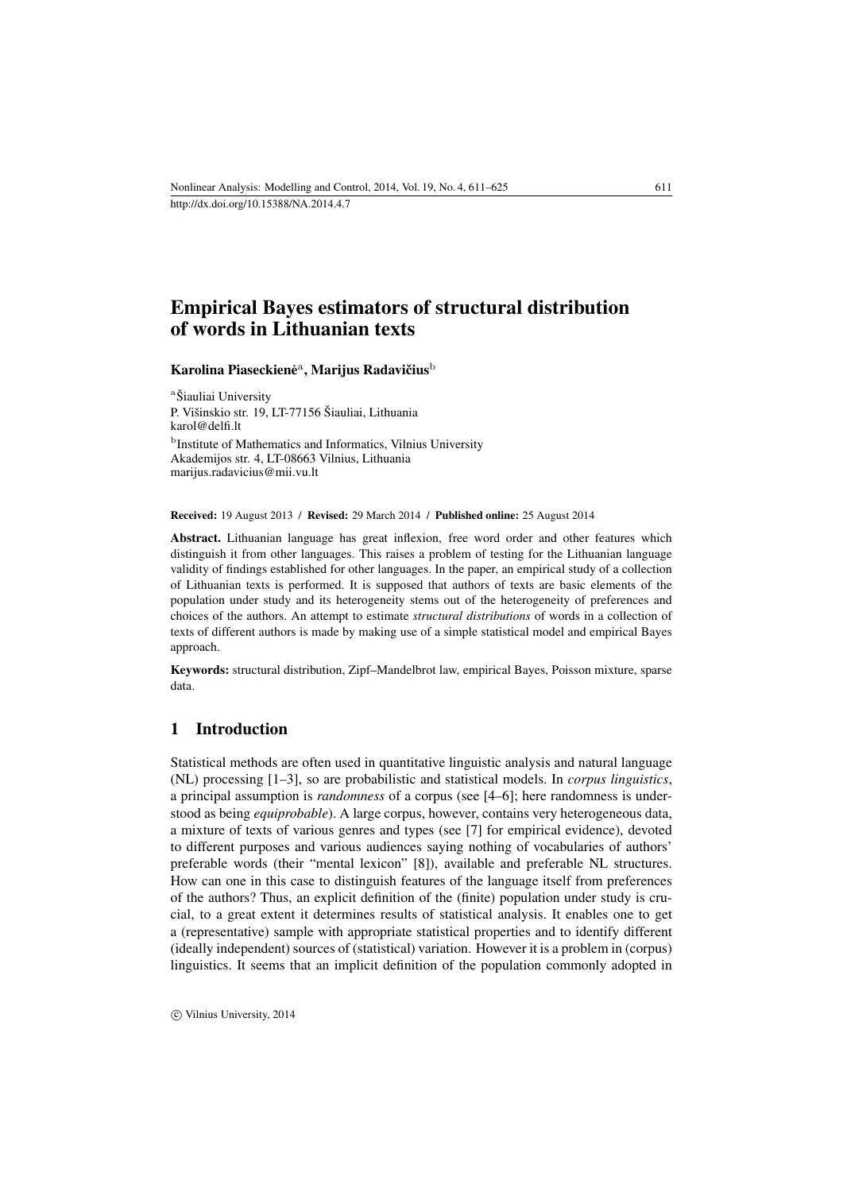http://dx.doi.org/10.15388/NA.2014.4.7

# Empirical Bayes estimators of structural distribution of words in Lithuanian texts

**Karolina Piaseckienė**[a], **Marijus Radavičius**[b]

[a]Šiauliai University
P. Višinskio str. 19, LT-77156 Šiauliai, Lithuania
karol@delfi.lt

[b]Institute of Mathematics and Informatics, Vilnius University
Akademijos str. 4, LT-08663 Vilnius, Lithuania
marijus.radavicius@mii.vu.lt

**Received:** 19 August 2013 / **Revised:** 29 March 2014 / **Published online:** 25 August 2014

**Abstract.** Lithuanian language has great inflexion, free word order and other features which distinguish it from other languages. This raises a problem of testing for the Lithuanian language validity of findings established for other languages. In the paper, an empirical study of a collection of Lithuanian texts is performed. It is supposed that authors of texts are basic elements of the population under study and its heterogeneity stems out of the heterogeneity of preferences and choices of the authors. An attempt to estimate *structural distributions* of words in a collection of texts of different authors is made by making use of a simple statistical model and empirical Bayes approach.

**Keywords:** structural distribution, Zipf–Mandelbrot law, empirical Bayes, Poisson mixture, sparse data.

## 1 Introduction

Statistical methods are often used in quantitative linguistic analysis and natural language (NL) processing [1–3], so are probabilistic and statistical models. In *corpus linguistics*, a principal assumption is *randomness* of a corpus (see [4–6]; here randomness is understood as being *equiprobable*). A large corpus, however, contains very heterogeneous data, a mixture of texts of various genres and types (see [7] for empirical evidence), devoted to different purposes and various audiences saying nothing of vocabularies of authors' preferable words (their "mental lexicon" [8]), available and preferable NL structures. How can one in this case to distinguish features of the language itself from preferences of the authors? Thus, an explicit definition of the (finite) population under study is crucial, to a great extent it determines results of statistical analysis. It enables one to get a (representative) sample with appropriate statistical properties and to identify different (ideally independent) sources of (statistical) variation. However it is a problem in (corpus) linguistics. It seems that an implicit definition of the population commonly adopted in

© Vilnius University, 2014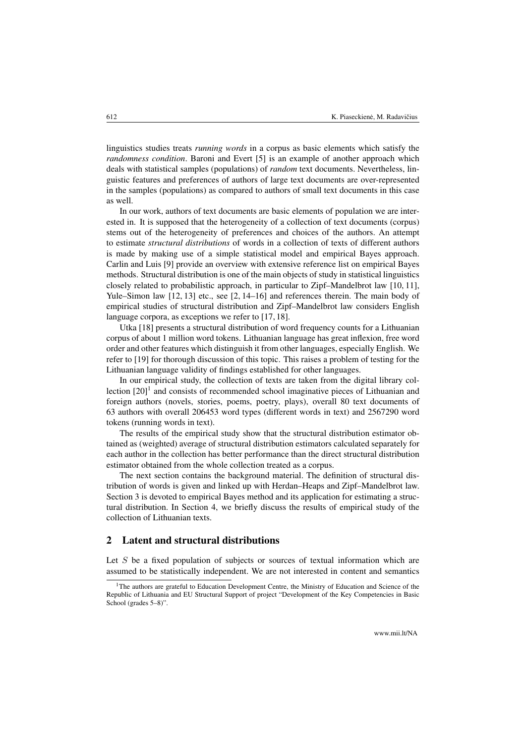linguistics studies treats *running words* in a corpus as basic elements which satisfy the *randomness condition*. Baroni and Evert [5] is an example of another approach which deals with statistical samples (populations) of *random* text documents. Nevertheless, linguistic features and preferences of authors of large text documents are over-represented in the samples (populations) as compared to authors of small text documents in this case as well.

In our work, authors of text documents are basic elements of population we are interested in. It is supposed that the heterogeneity of a collection of text documents (corpus) stems out of the heterogeneity of preferences and choices of the authors. An attempt to estimate *structural distributions* of words in a collection of texts of different authors is made by making use of a simple statistical model and empirical Bayes approach. Carlin and Luis [9] provide an overview with extensive reference list on empirical Bayes methods. Structural distribution is one of the main objects of study in statistical linguistics closely related to probabilistic approach, in particular to Zipf–Mandelbrot law [10, 11], Yule–Simon law [12, 13] etc., see [2, 14–16] and references therein. The main body of empirical studies of structural distribution and Zipf–Mandelbrot law considers English language corpora, as exceptions we refer to [17, 18].

Utka [18] presents a structural distribution of word frequency counts for a Lithuanian corpus of about 1 million word tokens. Lithuanian language has great inflexion, free word order and other features which distinguish it from other languages, especially English. We refer to [19] for thorough discussion of this topic. This raises a problem of testing for the Lithuanian language validity of findings established for other languages.

In our empirical study, the collection of texts are taken from the digital library collection [20][1] and consists of recommended school imaginative pieces of Lithuanian and foreign authors (novels, stories, poems, poetry, plays), overall 80 text documents of 63 authors with overall 206453 word types (different words in text) and 2567290 word tokens (running words in text).

The results of the empirical study show that the structural distribution estimator obtained as (weighted) average of structural distribution estimators calculated separately for each author in the collection has better performance than the direct structural distribution estimator obtained from the whole collection treated as a corpus.

The next section contains the background material. The definition of structural distribution of words is given and linked up with Herdan–Heaps and Zipf–Mandelbrot law. Section 3 is devoted to empirical Bayes method and its application for estimating a structural distribution. In Section 4, we briefly discuss the results of empirical study of the collection of Lithuanian texts.

## 2 Latent and structural distributions

Let $S$ be a fixed population of subjects or sources of textual information which are assumed to be statistically independent. We are not interested in content and semantics

[1] The authors are grateful to Education Development Centre, the Ministry of Education and Science of the Republic of Lithuania and EU Structural Support of project "Development of the Key Competencies in Basic School (grades 5–8)".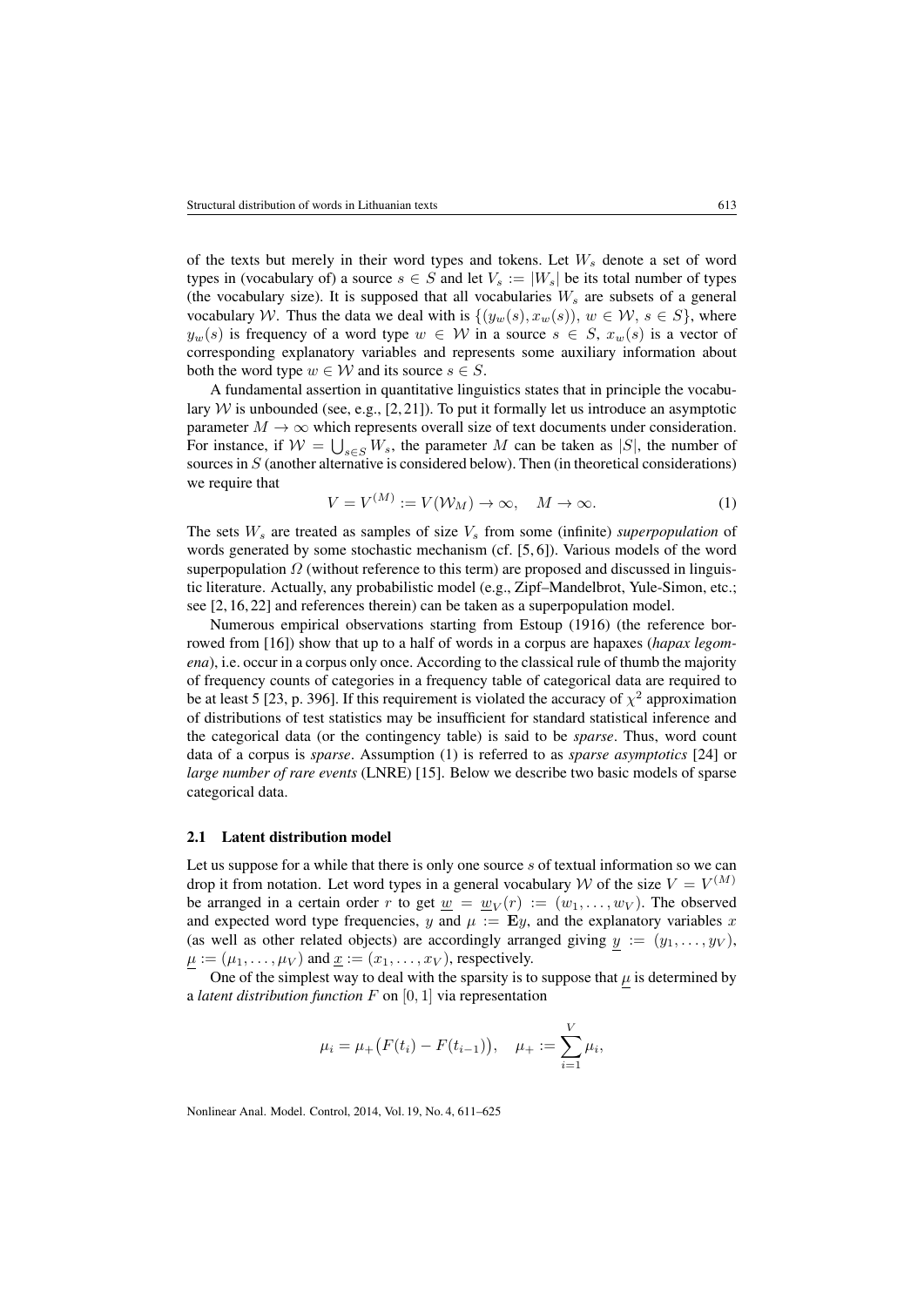of the texts but merely in their word types and tokens. Let $W_s$ denote a set of word types in (vocabulary of) a source $s \in S$ and let $V_s := |W_s|$ be its total number of types (the vocabulary size). It is supposed that all vocabularies $W_s$ are subsets of a general vocabulary $\mathcal{W}$. Thus the data we deal with is $\{(y_w(s), x_w(s)),\ w \in \mathcal{W},\ s \in S\}$, where $y_w(s)$ is frequency of a word type $w \in \mathcal{W}$ in a source $s \in S$, $x_w(s)$ is a vector of corresponding explanatory variables and represents some auxiliary information about both the word type $w \in \mathcal{W}$ and its source $s \in S$.

A fundamental assertion in quantitative linguistics states that in principle the vocabulary $\mathcal{W}$ is unbounded (see, e.g., [2, 21]). To put it formally let us introduce an asymptotic parameter $M \to \infty$ which represents overall size of text documents under consideration. For instance, if $\mathcal{W} = \bigcup_{s \in S} W_s$, the parameter $M$ can be taken as $|S|$, the number of sources in $S$ (another alternative is considered below). Then (in theoretical considerations) we require that

$$V = V^{(M)} := V(\mathcal{W}_M) \to \infty, \quad M \to \infty. \tag{1}$$

The sets $W_s$ are treated as samples of size $V_s$ from some (infinite) *superpopulation* of words generated by some stochastic mechanism (cf. [5, 6]). Various models of the word superpopulation $\Omega$ (without reference to this term) are proposed and discussed in linguistic literature. Actually, any probabilistic model (e.g., Zipf–Mandelbrot, Yule-Simon, etc.; see [2, 16, 22] and references therein) can be taken as a superpopulation model.

Numerous empirical observations starting from Estoup (1916) (the reference borrowed from [16]) show that up to a half of words in a corpus are hapaxes (*hapax legomena*), i.e. occur in a corpus only once. According to the classical rule of thumb the majority of frequency counts of categories in a frequency table of categorical data are required to be at least 5 [23, p. 396]. If this requirement is violated the accuracy of $\chi^2$ approximation of distributions of test statistics may be insufficient for standard statistical inference and the categorical data (or the contingency table) is said to be *sparse*. Thus, word count data of a corpus is *sparse*. Assumption (1) is referred to as *sparse asymptotics* [24] or *large number of rare events* (LNRE) [15]. Below we describe two basic models of sparse categorical data.

### 2.1 Latent distribution model

Let us suppose for a while that there is only one source $s$ of textual information so we can drop it from notation. Let word types in a general vocabulary $\mathcal{W}$ of the size $V = V^{(M)}$ be arranged in a certain order $r$ to get $\underline{w} = \underline{w}_V(r) := (w_1, \ldots, w_V)$. The observed and expected word type frequencies, $y$ and $\mu := \mathbf{E}y$, and the explanatory variables $x$ (as well as other related objects) are accordingly arranged giving $\underline{y} := (y_1, \ldots, y_V)$, $\underline{\mu} := (\mu_1, \ldots, \mu_V)$ and $\underline{x} := (x_1, \ldots, x_V)$, respectively.

One of the simplest way to deal with the sparsity is to suppose that $\underline{\mu}$ is determined by a *latent distribution function* $F$ on $[0, 1]$ via representation

$$\mu_i = \mu_+\big(F(t_i) - F(t_{i-1})\big), \quad \mu_+ := \sum_{i=1}^{V} \mu_i,$$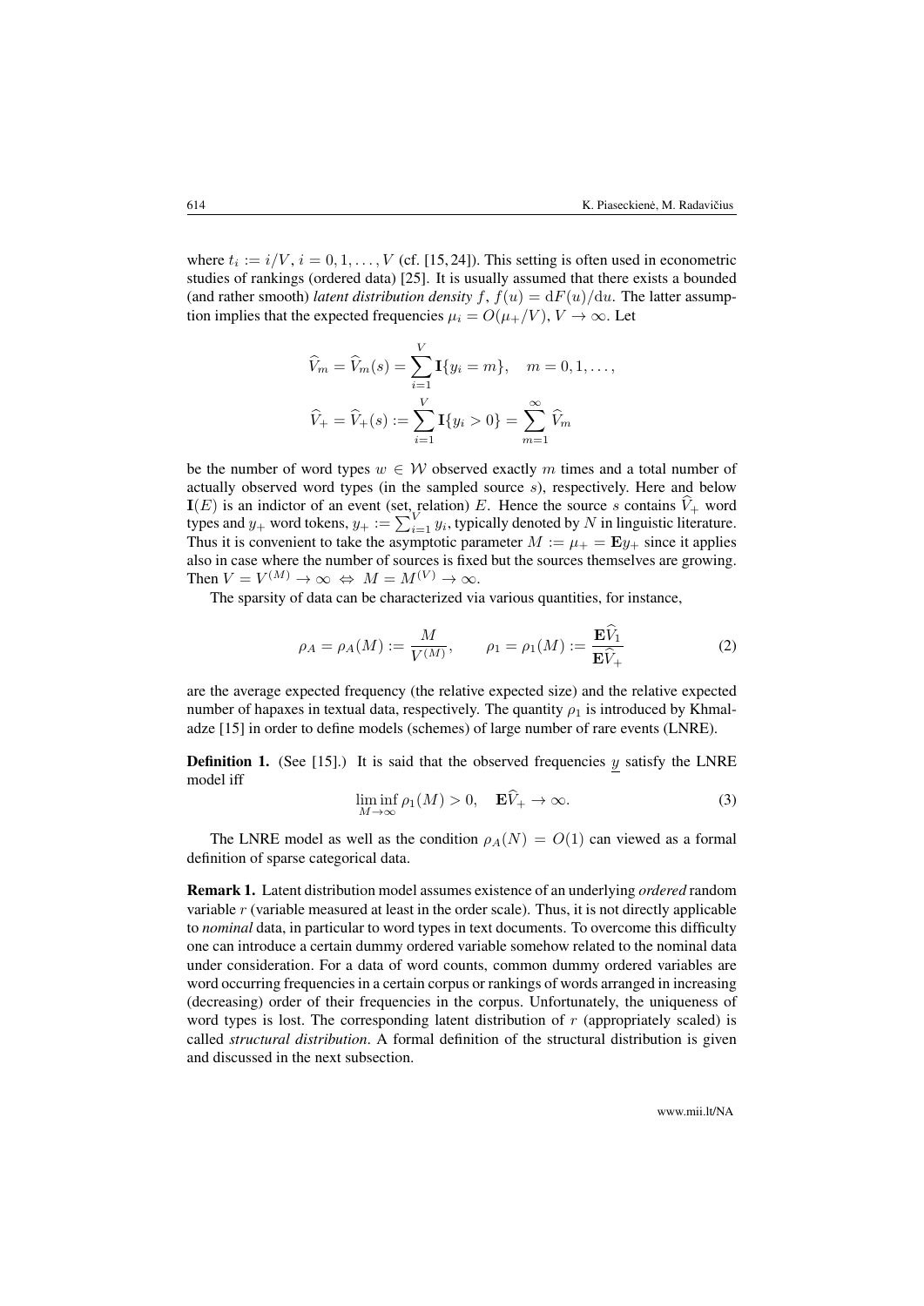where $t_i := i/V$, $i = 0, 1, \ldots, V$ (cf. [15, 24]). This setting is often used in econometric studies of rankings (ordered data) [25]. It is usually assumed that there exists a bounded (and rather smooth) *latent distribution density* $f$, $f(u) = \mathrm{d}F(u)/\mathrm{d}u$. The latter assumption implies that the expected frequencies $\mu_i = O(\mu_+/V)$, $V \to \infty$. Let

$$\widehat{V}_m = \widehat{V}_m(s) = \sum_{i=1}^{V} \mathbf{I}\{y_i = m\}, \quad m = 0, 1, \ldots,$$

$$\widehat{V}_+ = \widehat{V}_+(s) := \sum_{i=1}^{V} \mathbf{I}\{y_i > 0\} = \sum_{m=1}^{\infty} \widehat{V}_m$$

be the number of word types $w \in \mathcal{W}$ observed exactly $m$ times and a total number of actually observed word types (in the sampled source $s$), respectively. Here and below $\mathbf{I}(E)$ is an indictor of an event (set, relation) $E$. Hence the source $s$ contains $\widehat{V}_+$ word types and $y_+$ word tokens, $y_+ := \sum_{i=1}^{V} y_i$, typically denoted by $N$ in linguistic literature. Thus it is convenient to take the asymptotic parameter $M := \mu_+ = \mathbf{E}y_+$ since it applies also in case where the number of sources is fixed but the sources themselves are growing. Then $V = V^{(M)} \to \infty \Leftrightarrow M = M^{(V)} \to \infty$.

The sparsity of data can be characterized via various quantities, for instance,

$$\rho_A = \rho_A(M) := \frac{M}{V^{(M)}}, \qquad \rho_1 = \rho_1(M) := \frac{\mathbf{E}\widehat{V}_1}{\mathbf{E}\widehat{V}_+} \tag{2}$$

are the average expected frequency (the relative expected size) and the relative expected number of hapaxes in textual data, respectively. The quantity $\rho_1$ is introduced by Khmaladze [15] in order to define models (schemes) of large number of rare events (LNRE).

**Definition 1.** (See [15].) It is said that the observed frequencies $\underline{y}$ satisfy the LNRE model iff

$$\liminf_{M\to\infty} \rho_1(M) > 0, \quad \mathbf{E}\widehat{V}_+ \to \infty. \tag{3}$$

The LNRE model as well as the condition $\rho_A(N) = O(1)$ can viewed as a formal definition of sparse categorical data.

**Remark 1.** Latent distribution model assumes existence of an underlying *ordered* random variable $r$ (variable measured at least in the order scale). Thus, it is not directly applicable to *nominal* data, in particular to word types in text documents. To overcome this difficulty one can introduce a certain dummy ordered variable somehow related to the nominal data under consideration. For a data of word counts, common dummy ordered variables are word occurring frequencies in a certain corpus or rankings of words arranged in increasing (decreasing) order of their frequencies in the corpus. Unfortunately, the uniqueness of word types is lost. The corresponding latent distribution of $r$ (appropriately scaled) is called *structural distribution*. A formal definition of the structural distribution is given and discussed in the next subsection.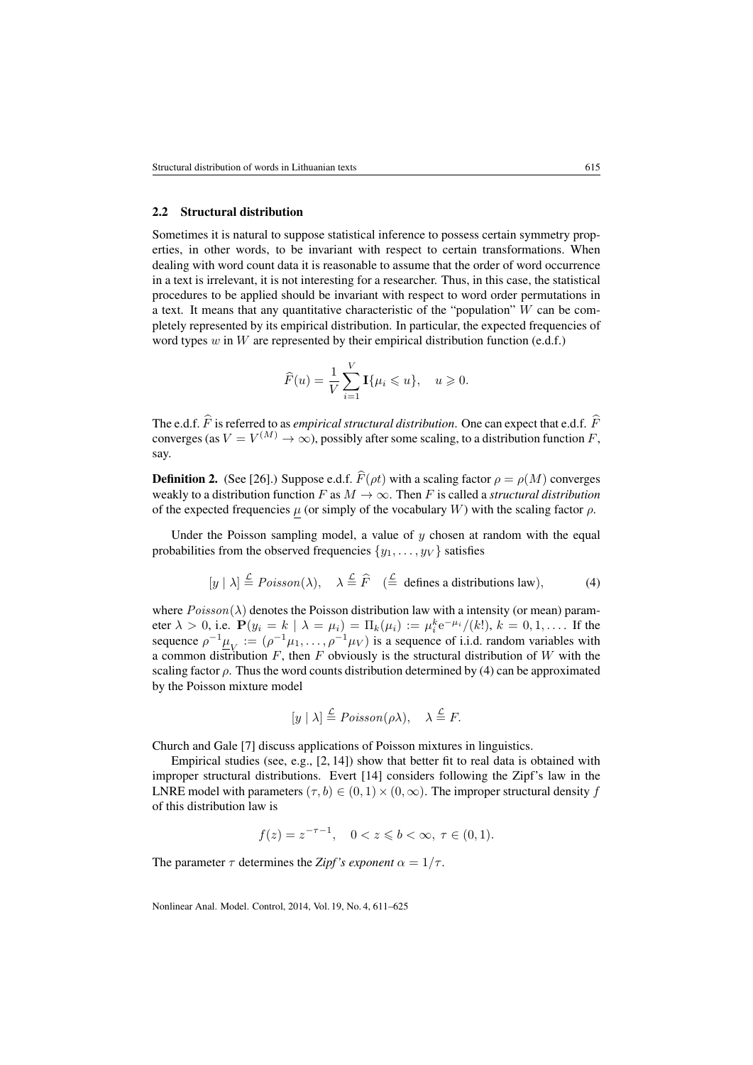### 2.2 Structural distribution

Sometimes it is natural to suppose statistical inference to possess certain symmetry properties, in other words, to be invariant with respect to certain transformations. When dealing with word count data it is reasonable to assume that the order of word occurrence in a text is irrelevant, it is not interesting for a researcher. Thus, in this case, the statistical procedures to be applied should be invariant with respect to word order permutations in a text. It means that any quantitative characteristic of the "population" $W$ can be completely represented by its empirical distribution. In particular, the expected frequencies of word types $w$ in $W$ are represented by their empirical distribution function (e.d.f.)

$$\widehat{F}(u) = \frac{1}{V}\sum_{i=1}^{V} \mathbf{I}\{\mu_i \leqslant u\}, \quad u \geqslant 0.$$

The e.d.f. $\widehat{F}$ is referred to as *empirical structural distribution*. One can expect that e.d.f. $\widehat{F}$ converges (as $V = V^{(M)} \to \infty$), possibly after some scaling, to a distribution function $F$, say.

**Definition 2.** (See [26].) Suppose e.d.f. $\widehat{F}(\rho t)$ with a scaling factor $\rho = \rho(M)$ converges weakly to a distribution function $F$ as $M \to \infty$. Then $F$ is called a *structural distribution* of the expected frequencies $\underline{\mu}$ (or simply of the vocabulary $W$) with the scaling factor $\rho$.

Under the Poisson sampling model, a value of $y$ chosen at random with the equal probabilities from the observed frequencies $\{y_1, \ldots, y_V\}$ satisfies

$$[y \mid \lambda] \stackrel{\mathcal{L}}{=} Poisson(\lambda), \quad \lambda \stackrel{\mathcal{L}}{=} \widehat{F} \quad (\stackrel{\mathcal{L}}{=} \text{ defines a distributions law}), \tag{4}$$

where $Poisson(\lambda)$ denotes the Poisson distribution law with a intensity (or mean) parameter $\lambda > 0$, i.e. $\mathbf{P}(y_i = k \mid \lambda = \mu_i) = \Pi_k(\mu_i) := \mu_i^k \mathrm{e}^{-\mu_i}/(k!)$, $k = 0, 1, \ldots$. If the sequence $\rho^{-1}\underline{\mu}_V := (\rho^{-1}\mu_1, \ldots, \rho^{-1}\mu_V)$ is a sequence of i.i.d. random variables with a common distribution $F$, then $F$ obviously is the structural distribution of $W$ with the scaling factor $\rho$. Thus the word counts distribution determined by (4) can be approximated by the Poisson mixture model

$$[y \mid \lambda] \stackrel{\mathcal{L}}{=} Poisson(\rho\lambda), \quad \lambda \stackrel{\mathcal{L}}{=} F.$$

Church and Gale [7] discuss applications of Poisson mixtures in linguistics.

Empirical studies (see, e.g., [2, 14]) show that better fit to real data is obtained with improper structural distributions. Evert [14] considers following the Zipf's law in the LNRE model with parameters $(\tau, b) \in (0, 1) \times (0, \infty)$. The improper structural density $f$ of this distribution law is

$$f(z) = z^{-\tau-1}, \quad 0 < z \leqslant b < \infty, \ \tau \in (0, 1).$$

The parameter $\tau$ determines the *Zipf's exponent* $\alpha = 1/\tau$.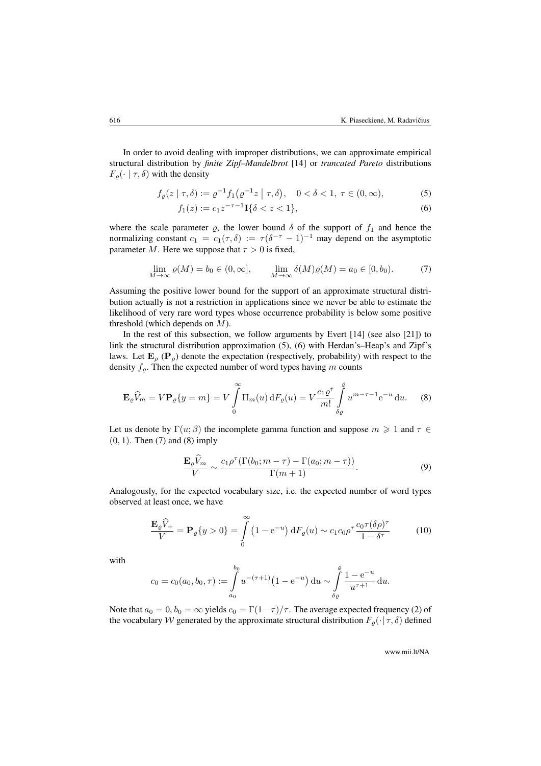In order to avoid dealing with improper distributions, we can approximate empirical structural distribution by *finite Zipf–Mandelbrot* [14] or *truncated Pareto* distributions $F_\varrho(\cdot \mid \tau, \delta)$ with the density

$$f_\varrho(z \mid \tau, \delta) := \varrho^{-1} f_1\big(\varrho^{-1} z \bigm| \tau, \delta\big), \quad 0 < \delta < 1,\ \tau \in (0, \infty), \tag{5}$$

$$f_1(z) := c_1 z^{-\tau-1} \mathbf{I}\{\delta < z < 1\}, \tag{6}$$

where the scale parameter $\varrho$, the lower bound $\delta$ of the support of $f_1$ and hence the normalizing constant $c_1 = c_1(\tau, \delta) := \tau(\delta^{-\tau} - 1)^{-1}$ may depend on the asymptotic parameter $M$. Here we suppose that $\tau > 0$ is fixed,

$$\lim_{M\to\infty} \varrho(M) = b_0 \in (0, \infty], \qquad \lim_{M\to\infty} \delta(M)\varrho(M) = a_0 \in [0, b_0). \tag{7}$$

Assuming the positive lower bound for the support of an approximate structural distribution actually is not a restriction in applications since we never be able to estimate the likelihood of very rare word types whose occurrence probability is below some positive threshold (which depends on $M$).

In the rest of this subsection, we follow arguments by Evert [14] (see also [21]) to link the structural distribution approximation (5), (6) with Herdan's–Heap's and Zipf's laws. Let $\mathbf{E}_\rho$ ($\mathbf{P}_\rho$) denote the expectation (respectively, probability) with respect to the density $f_\varrho$. Then the expected number of word types having $m$ counts

$$\mathbf{E}_\varrho \widehat{V}_m = V \mathbf{P}_\varrho\{y = m\} = V \int_0^\infty \Pi_m(u) \, \mathrm{d}F_\varrho(u) = V \frac{c_1 \varrho^\tau}{m!} \int_{\delta\varrho}^{\varrho} u^{m-\tau-1} \mathrm{e}^{-u} \, \mathrm{d}u. \tag{8}$$

Let us denote by $\Gamma(u; \beta)$ the incomplete gamma function and suppose $m \geqslant 1$ and $\tau \in (0, 1)$. Then (7) and (8) imply

$$\frac{\mathbf{E}_\varrho \widehat{V}_m}{V} \sim \frac{c_1 \rho^\tau (\Gamma(b_0; m - \tau) - \Gamma(a_0; m - \tau))}{\Gamma(m + 1)}. \tag{9}$$

Analogously, for the expected vocabulary size, i.e. the expected number of word types observed at least once, we have

$$\frac{\mathbf{E}_\varrho \widehat{V}_+}{V} = \mathbf{P}_\varrho\{y > 0\} = \int_0^\infty \big(1 - \mathrm{e}^{-u}\big) \, \mathrm{d}F_\varrho(u) \sim c_1 c_0 \rho^\tau \frac{c_0 \tau (\delta\rho)^\tau}{1 - \delta^\tau} \tag{10}$$

with

$$c_0 = c_0(a_0, b_0, \tau) := \int_{a_0}^{b_0} u^{-(\tau+1)} \big(1 - \mathrm{e}^{-u}\big) \, \mathrm{d}u \sim \int_{\delta\varrho}^{\varrho} \frac{1 - \mathrm{e}^{-u}}{u^{\tau+1}} \, \mathrm{d}u.$$

Note that $a_0 = 0, b_0 = \infty$ yields $c_0 = \Gamma(1-\tau)/\tau$. The average expected frequency (2) of the vocabulary $\mathcal{W}$ generated by the approximate structural distribution $F_\varrho(\cdot \mid \tau, \delta)$ defined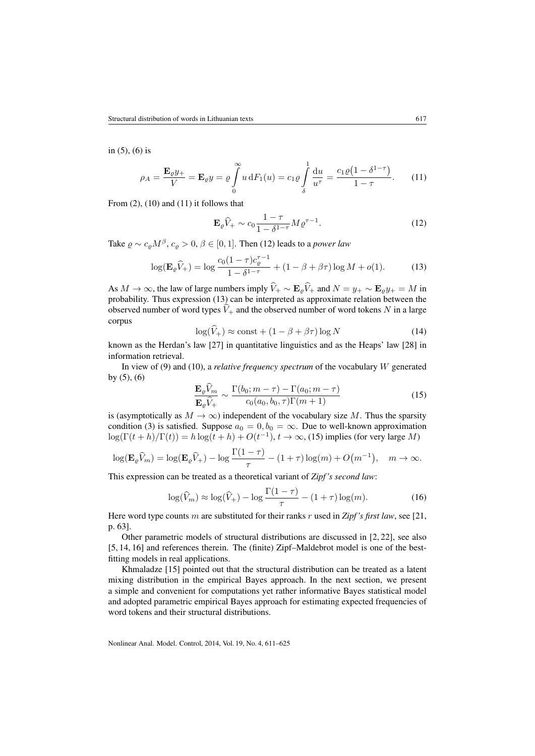in (5), (6) is

$$\rho_A = \frac{\mathbf{E}_\varrho y_+}{V} = \mathbf{E}_\varrho y = \varrho \int_0^\infty u \, \mathrm{d}F_1(u) = c_1 \varrho \int_\delta^1 \frac{\mathrm{d}u}{u^\tau} = \frac{c_1 \varrho \big(1 - \delta^{1-\tau}\big)}{1-\tau}. \tag{11}$$

From (2), (10) and (11) it follows that

$$\mathbf{E}_\varrho \widehat{V}_+ \sim c_0 \frac{1-\tau}{1-\delta^{1-\tau}} M \varrho^{\tau-1}. \tag{12}$$

Take $\varrho \sim c_\varrho M^\beta$, $c_\varrho > 0$, $\beta \in [0,1]$. Then (12) leads to a *power law*

$$\log(\mathbf{E}_\varrho \widehat{V}_+) = \log \frac{c_0(1-\tau)c_\varrho^{\tau-1}}{1-\delta^{1-\tau}} + (1 - \beta + \beta\tau)\log M + o(1). \tag{13}$$

As $M \to \infty$, the law of large numbers imply $\widehat{V}_+ \sim \mathbf{E}_\varrho \widehat{V}_+$ and $N = y_+ \sim \mathbf{E}_\varrho y_+ = M$ in probability. Thus expression (13) can be interpreted as approximate relation between the observed number of word types $\widehat{V}_+$ and the observed number of word tokens $N$ in a large corpus

$$\log(\widehat{V}_+) \approx \mathrm{const} + (1 - \beta + \beta\tau)\log N \tag{14}$$

known as the Herdan's law [27] in quantitative linguistics and as the Heaps' law [28] in information retrieval.

In view of (9) and (10), a *relative frequency spectrum* of the vocabulary $W$ generated by (5), (6)

$$\frac{\mathbf{E}_\varrho \widehat{V}_m}{\mathbf{E}_\varrho \widehat{V}_+} \sim \frac{\Gamma(b_0; m-\tau) - \Gamma(a_0; m-\tau)}{c_0(a_0, b_0, \tau)\Gamma(m+1)} \tag{15}$$

is (asymptotically as $M \to \infty$) independent of the vocabulary size $M$. Thus the sparsity condition (3) is satisfied. Suppose $a_0 = 0, b_0 = \infty$. Due to well-known approximation $\log(\Gamma(t+h)/\Gamma(t)) = h\log(t+h) + O(t^{-1})$, $t \to \infty$, (15) implies (for very large $M$)

$$\log(\mathbf{E}_\varrho \widehat{V}_m) = \log(\mathbf{E}_\varrho \widehat{V}_+) - \log\frac{\Gamma(1-\tau)}{\tau} - (1+\tau)\log(m) + O\big(m^{-1}\big), \quad m \to \infty.$$

This expression can be treated as a theoretical variant of ***Zipf's second law***:

$$\log(\widehat{V}_m) \approx \log(\widehat{V}_+) - \log\frac{\Gamma(1-\tau)}{\tau} - (1+\tau)\log(m). \tag{16}$$

Here word type counts $m$ are substituted for their ranks $r$ used in ***Zipf's first law***, see [21, p. 63].

Other parametric models of structural distributions are discussed in [2, 22], see also [5, 14, 16] and references therein. The (finite) Zipf–Maldebrot model is one of the best-fitting models in real applications.

Khmaladze [15] pointed out that the structural distribution can be treated as a latent mixing distribution in the empirical Bayes approach. In the next section, we present a simple and convenient for computations yet rather informative Bayes statistical model and adopted parametric empirical Bayes approach for estimating expected frequencies of word tokens and their structural distributions.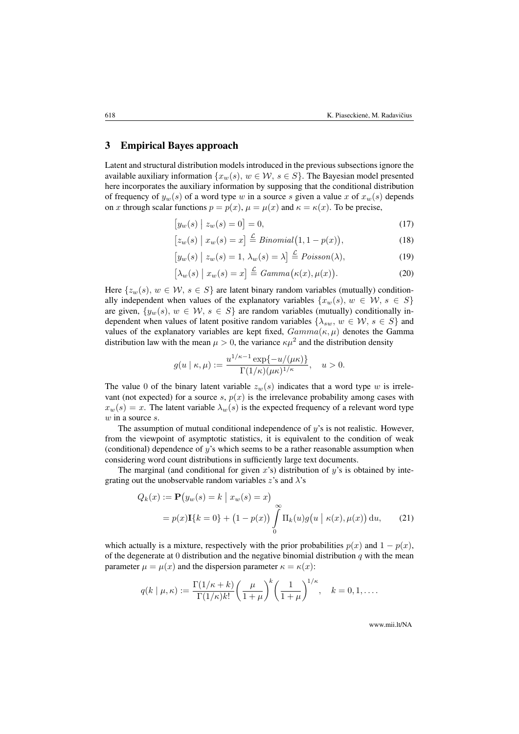## 3 Empirical Bayes approach

Latent and structural distribution models introduced in the previous subsections ignore the available auxiliary information $\{x_w(s),\, w \in \mathcal{W},\, s \in S\}$. The Bayesian model presented here incorporates the auxiliary information by supposing that the conditional distribution of frequency of $y_w(s)$ of a word type $w$ in a source $s$ given a value $x$ of $x_w(s)$ depends on $x$ through scalar functions $p = p(x)$, $\mu = \mu(x)$ and $\kappa = \kappa(x)$. To be precise,

$$\bigl[y_w(s) \bigm| z_w(s) = 0\bigr] = 0, \tag{17}$$

$$\bigl[z_w(s) \bigm| x_w(s) = x\bigr] \stackrel{\mathcal{L}}{=} \mathit{Binomial}\bigl(1, 1 - p(x)\bigr), \tag{18}$$

$$\bigl[y_w(s) \bigm| z_w(s) = 1,\, \lambda_w(s) = \lambda\bigr] \stackrel{\mathcal{L}}{=} \mathit{Poisson}(\lambda), \tag{19}$$

$$\bigl[\lambda_w(s) \bigm| x_w(s) = x\bigr] \stackrel{\mathcal{L}}{=} \mathit{Gamma}\bigl(\kappa(x), \mu(x)\bigr). \tag{20}$$

Here $\{z_w(s),\, w \in \mathcal{W},\, s \in S\}$ are latent binary random variables (mutually) conditionally independent when values of the explanatory variables $\{x_w(s),\, w \in \mathcal{W},\, s \in S\}$ are given, $\{y_w(s),\, w \in \mathcal{W},\, s \in S\}$ are random variables (mutually) conditionally independent when values of latent positive random variables $\{\lambda_{sw},\, w \in \mathcal{W},\, s \in S\}$ and values of the explanatory variables are kept fixed, $\mathit{Gamma}(\kappa, \mu)$ denotes the Gamma distribution law with the mean $\mu > 0$, the variance $\kappa\mu^2$ and the distribution density

$$g(u \mid \kappa, \mu) := \frac{u^{1/\kappa - 1} \exp\{-u/(\mu\kappa)\}}{\Gamma(1/\kappa)(\mu\kappa)^{1/\kappa}}, \quad u > 0.$$

The value 0 of the binary latent variable $z_w(s)$ indicates that a word type $w$ is irrelevant (not expected) for a source $s$, $p(x)$ is the irrelevance probability among cases with $x_w(s) = x$. The latent variable $\lambda_w(s)$ is the expected frequency of a relevant word type $w$ in a source $s$.

The assumption of mutual conditional independence of $y$'s is not realistic. However, from the viewpoint of asymptotic statistics, it is equivalent to the condition of weak (conditional) dependence of $y$'s which seems to be a rather reasonable assumption when considering word count distributions in sufficiently large text documents.

The marginal (and conditional for given $x$'s) distribution of $y$'s is obtained by integrating out the unobservable random variables $z$'s and $\lambda$'s

$$\begin{aligned} Q_k(x) &:= \mathbf{P}\bigl(y_w(s) = k \bigm| x_w(s) = x\bigr) \\ &= p(x)\mathbf{I}\{k = 0\} + \bigl(1 - p(x)\bigr) \int_0^\infty \Pi_k(u) g\bigl(u \mid \kappa(x), \mu(x)\bigr)\, \mathrm{d}u, \end{aligned} \tag{21}$$

which actually is a mixture, respectively with the prior probabilities $p(x)$ and $1 - p(x)$, of the degenerate at 0 distribution and the negative binomial distribution $q$ with the mean parameter $\mu = \mu(x)$ and the dispersion parameter $\kappa = \kappa(x)$:

$$q(k \mid \mu, \kappa) := \frac{\Gamma(1/\kappa + k)}{\Gamma(1/\kappa) k!} \biggl(\frac{\mu}{1 + \mu}\biggr)^k \biggl(\frac{1}{1 + \mu}\biggr)^{1/\kappa}, \quad k = 0, 1, \ldots.$$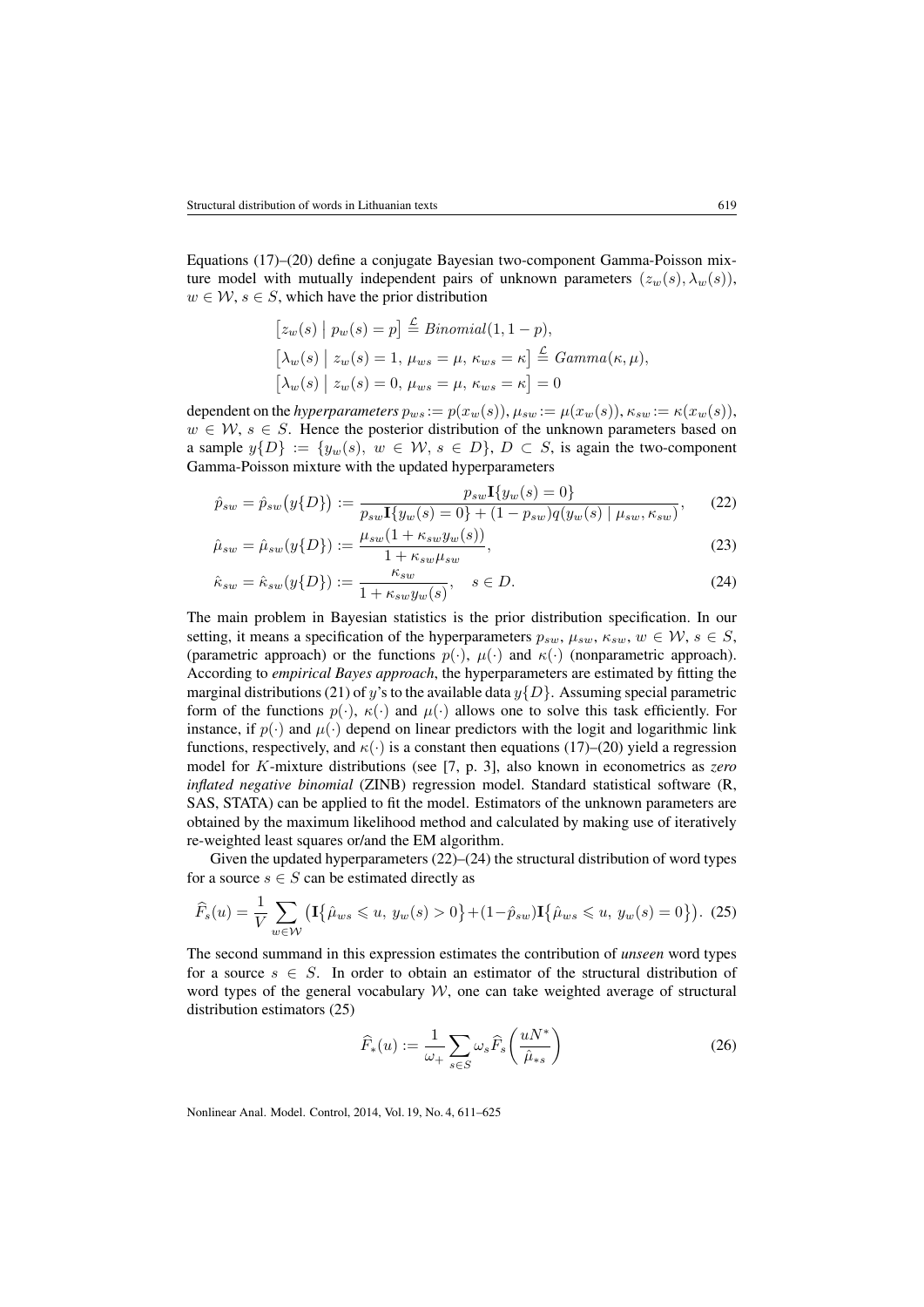Equations (17)–(20) define a conjugate Bayesian two-component Gamma-Poisson mixture model with mutually independent pairs of unknown parameters $(z_w(s), \lambda_w(s))$, $w \in \mathcal{W}$, $s \in S$, which have the prior distribution

$$
\begin{aligned}
&\big[z_w(s) \;\big|\; p_w(s) = p\big] \overset{\mathcal{L}}{=} Binomial(1, 1-p),\\
&\big[\lambda_w(s) \;\big|\; z_w(s) = 1,\, \mu_{ws} = \mu,\, \kappa_{ws} = \kappa\big] \overset{\mathcal{L}}{=} Gamma(\kappa, \mu),\\
&\big[\lambda_w(s) \;\big|\; z_w(s) = 0,\, \mu_{ws} = \mu,\, \kappa_{ws} = \kappa\big] = 0
\end{aligned}
$$

dependent on the *hyperparameters* $p_{ws} := p(x_w(s))$, $\mu_{sw} := \mu(x_w(s))$, $\kappa_{sw} := \kappa(x_w(s))$, $w \in \mathcal{W}$, $s \in S$. Hence the posterior distribution of the unknown parameters based on a sample $y\{D\} := \{y_w(s),\ w \in \mathcal{W},\ s \in D\}$, $D \subset S$, is again the two-component Gamma-Poisson mixture with the updated hyperparameters

$$
\hat{p}_{sw} = \hat{p}_{sw}\big(y\{D\}\big) := \frac{p_{sw}\mathbf{I}\{y_w(s) = 0\}}{p_{sw}\mathbf{I}\{y_w(s) = 0\} + (1 - p_{sw})q(y_w(s) \mid \mu_{sw}, \kappa_{sw})}, \tag{22}
$$

$$
\hat{\mu}_{sw} = \hat{\mu}_{sw}(y\{D\}) := \frac{\mu_{sw}(1 + \kappa_{sw} y_w(s))}{1 + \kappa_{sw}\mu_{sw}}, \tag{23}
$$

$$
\hat{\kappa}_{sw} = \hat{\kappa}_{sw}(y\{D\}) := \frac{\kappa_{sw}}{1 + \kappa_{sw} y_w(s)}, \quad s \in D. \tag{24}
$$

The main problem in Bayesian statistics is the prior distribution specification. In our setting, it means a specification of the hyperparameters $p_{sw}$, $\mu_{sw}$, $\kappa_{sw}$, $w \in \mathcal{W}$, $s \in S$, (parametric approach) or the functions $p(\cdot)$, $\mu(\cdot)$ and $\kappa(\cdot)$ (nonparametric approach). According to *empirical Bayes approach*, the hyperparameters are estimated by fitting the marginal distributions (21) of $y$'s to the available data $y\{D\}$. Assuming special parametric form of the functions $p(\cdot)$, $\kappa(\cdot)$ and $\mu(\cdot)$ allows one to solve this task efficiently. For instance, if $p(\cdot)$ and $\mu(\cdot)$ depend on linear predictors with the logit and logarithmic link functions, respectively, and $\kappa(\cdot)$ is a constant then equations (17)–(20) yield a regression model for $K$-mixture distributions (see [7, p. 3], also known in econometrics as *zero inflated negative binomial* (ZINB) regression model. Standard statistical software (R, SAS, STATA) can be applied to fit the model. Estimators of the unknown parameters are obtained by the maximum likelihood method and calculated by making use of iteratively re-weighted least squares or/and the EM algorithm.

Given the updated hyperparameters (22)–(24) the structural distribution of word types for a source $s \in S$ can be estimated directly as

$$
\widehat{F}_s(u) = \frac{1}{V} \sum_{w \in \mathcal{W}} \big(\mathbf{I}\big\{\hat{\mu}_{ws} \leqslant u,\ y_w(s) > 0\big\} + (1 - \hat{p}_{sw})\mathbf{I}\big\{\hat{\mu}_{ws} \leqslant u,\ y_w(s) = 0\big\}\big). \tag{25}
$$

The second summand in this expression estimates the contribution of *unseen* word types for a source $s \in S$. In order to obtain an estimator of the structural distribution of word types of the general vocabulary $\mathcal{W}$, one can take weighted average of structural distribution estimators (25)

$$
\widehat{F}_*(u) := \frac{1}{\omega_+} \sum_{s \in S} \omega_s \widehat{F}_s\bigg(\frac{uN^*}{\hat{\mu}_{*s}}\bigg) \tag{26}
$$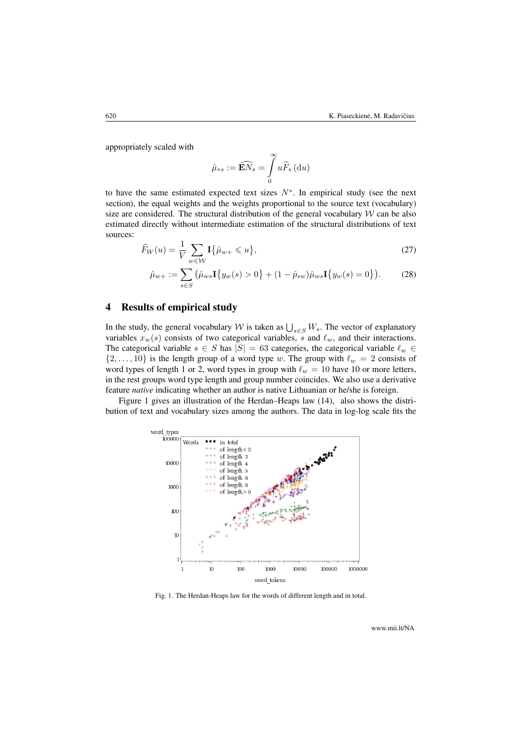appropriately scaled with

$$\hat{\mu}_{*s} := \widehat{\mathbf{E}N_s} = \int_0^\infty u \widehat{F}_s\,(\mathrm{d}u)$$

to have the same estimated expected text sizes $N^*$. In empirical study (see the next section), the equal weights and the weights proportional to the source text (vocabulary) size are considered. The structural distribution of the general vocabulary $\mathcal{W}$ can be also estimated directly without intermediate estimation of the structural distributions of text sources:

$$\widehat{F}_W(u) = \frac{1}{V} \sum_{w \in \mathcal{W}} \mathbf{I}\{\hat{\mu}_{w+} \leqslant u\}, \tag{27}$$

$$\hat{\mu}_{w+} := \sum_{s \in S} \big(\hat{\mu}_{ws} \mathbf{I}\{y_w(s) > 0\} + (1 - \hat{p}_{sw})\hat{\mu}_{ws} \mathbf{I}\{y_w(s) = 0\}\big). \tag{28}$$

## 4 Results of empirical study

In the study, the general vocabulary $\mathcal{W}$ is taken as $\bigcup_{s \in S} W_s$. The vector of explanatory variables $x_w(s)$ consists of two categorical variables, $s$ and $\ell_w$, and their interactions. The categorical variable $s \in S$ has $|S| = 63$ categories, the categorical variable $\ell_w \in \{2, \ldots, 10\}$ is the length group of a word type $w$. The group with $\ell_w = 2$ consists of word types of length 1 or 2, word types in group with $\ell_w = 10$ have 10 or more letters, in the rest groups word type length and group number coincides. We also use a derivative feature *native* indicating whether an author is native Lithuanian or he/she is foreign.

Figure 1 gives an illustration of the Herdan–Heaps law (14), also shows the distribution of text and vocabulary sizes among the authors. The data in log-log scale fits the

Fig. 1. The Herdan-Heaps law for the words of different length and in total.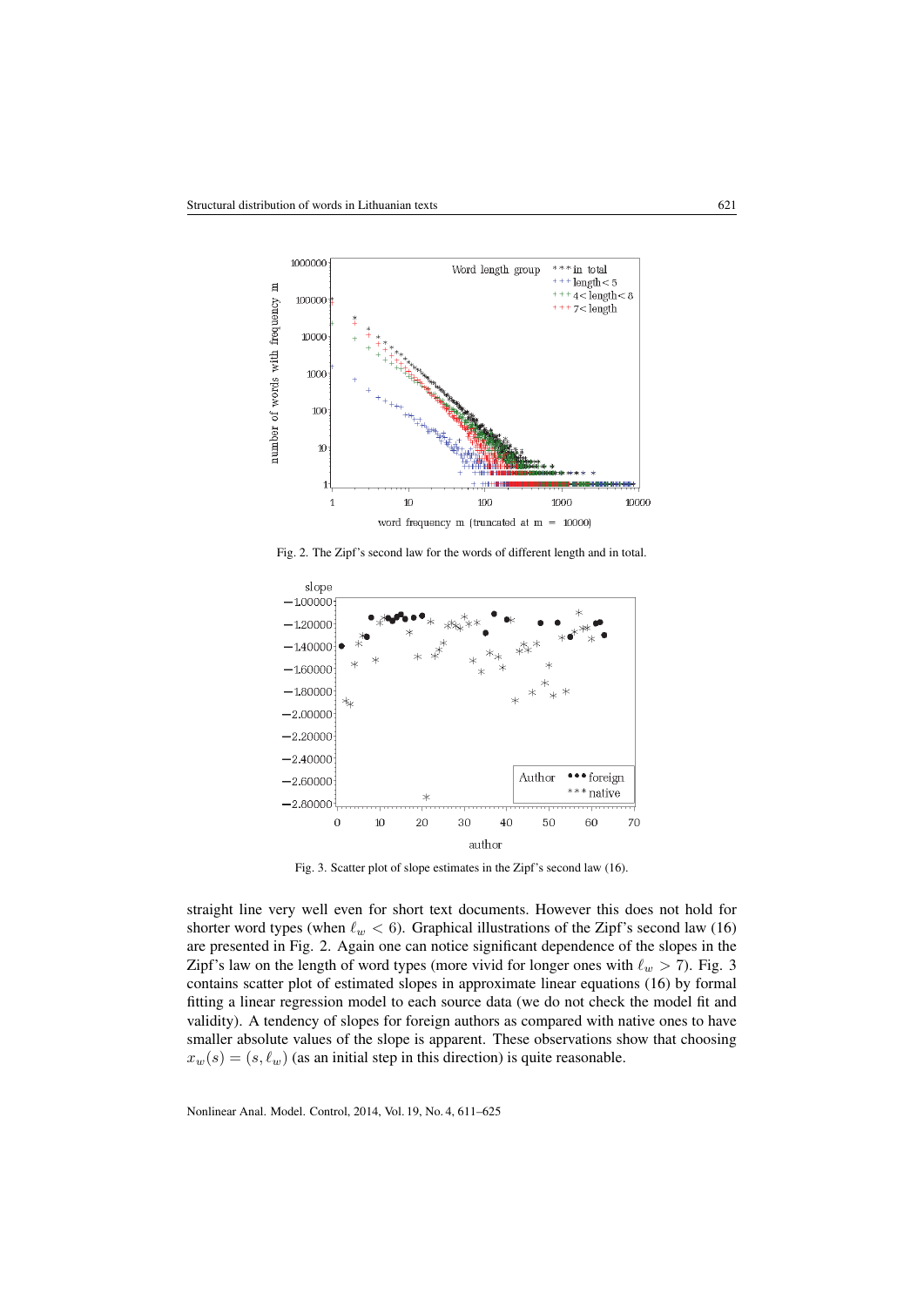Fig. 2. The Zipf's second law for the words of different length and in total.

Fig. 3. Scatter plot of slope estimates in the Zipf's second law (16).

straight line very well even for short text documents. However this does not hold for shorter word types (when $\ell_w < 6$). Graphical illustrations of the Zipf's second law (16) are presented in Fig. 2. Again one can notice significant dependence of the slopes in the Zipf's law on the length of word types (more vivid for longer ones with $\ell_w > 7$). Fig. 3 contains scatter plot of estimated slopes in approximate linear equations (16) by formal fitting a linear regression model to each source data (we do not check the model fit and validity). A tendency of slopes for foreign authors as compared with native ones to have smaller absolute values of the slope is apparent. These observations show that choosing $x_w(s) = (s, \ell_w)$ (as an initial step in this direction) is quite reasonable.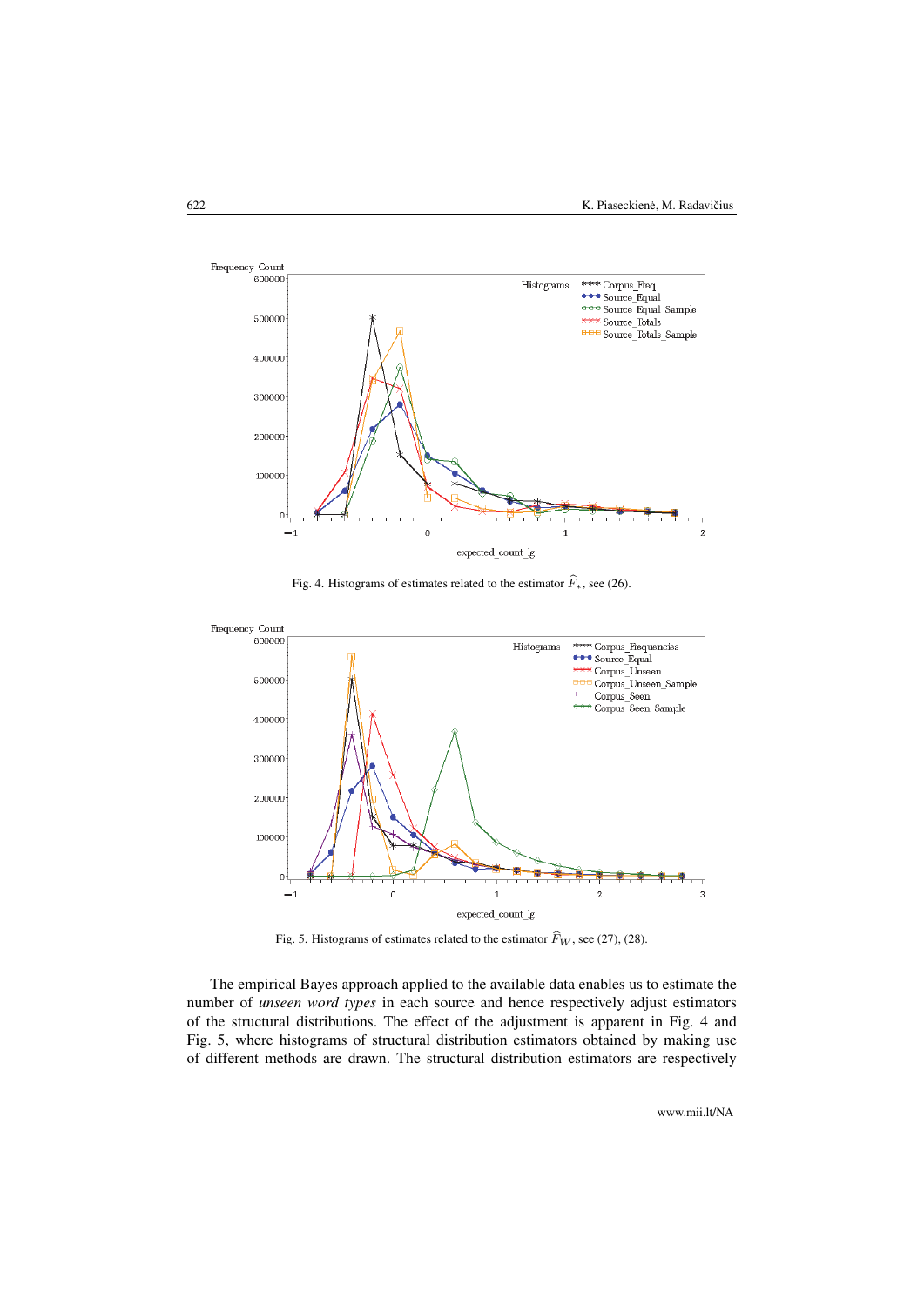Fig. 4. Histograms of estimates related to the estimator $\widehat{F}_*$, see (26).

Fig. 5. Histograms of estimates related to the estimator $\widehat{F}_W$, see (27), (28).

The empirical Bayes approach applied to the available data enables us to estimate the number of *unseen word types* in each source and hence respectively adjust estimators of the structural distributions. The effect of the adjustment is apparent in Fig. 4 and Fig. 5, where histograms of structural distribution estimators obtained by making use of different methods are drawn. The structural distribution estimators are respectively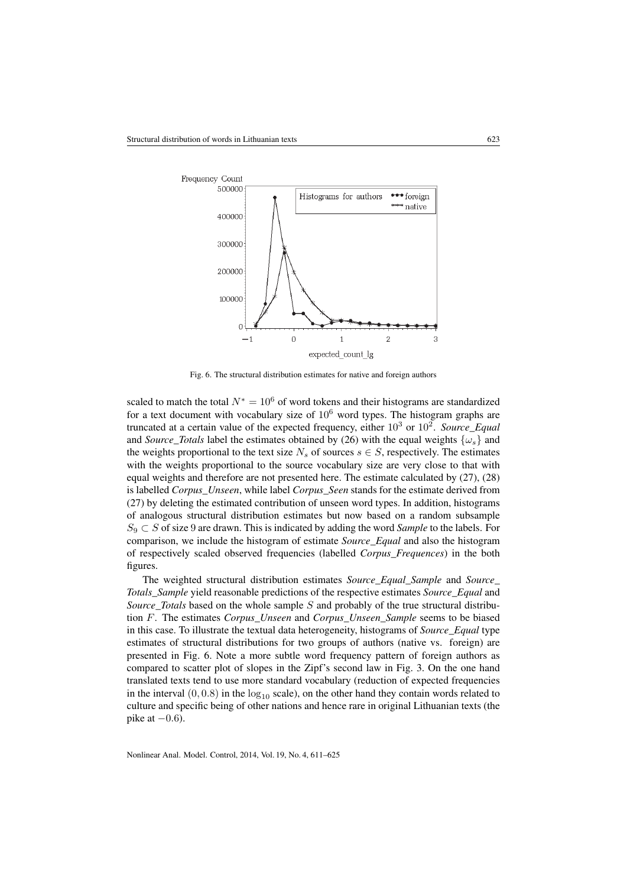Fig. 6. The structural distribution estimates for native and foreign authors

scaled to match the total $N^* = 10^6$ of word tokens and their histograms are standardized for a text document with vocabulary size of $10^6$ word types. The histogram graphs are truncated at a certain value of the expected frequency, either $10^3$ or $10^2$. *Source_Equal* and *Source_Totals* label the estimates obtained by (26) with the equal weights $\{\omega_s\}$ and the weights proportional to the text size $N_s$ of sources $s \in S$, respectively. The estimates with the weights proportional to the source vocabulary size are very close to that with equal weights and therefore are not presented here. The estimate calculated by (27), (28) is labelled *Corpus_Unseen*, while label *Corpus_Seen* stands for the estimate derived from (27) by deleting the estimated contribution of unseen word types. In addition, histograms of analogous structural distribution estimates but now based on a random subsample $S_9 \subset S$ of size 9 are drawn. This is indicated by adding the word *Sample* to the labels. For comparison, we include the histogram of estimate *Source_Equal* and also the histogram of respectively scaled observed frequencies (labelled *Corpus_Frequences*) in the both figures.

The weighted structural distribution estimates *Source_Equal_Sample* and *Source_Totals_Sample* yield reasonable predictions of the respective estimates *Source_Equal* and *Source_Totals* based on the whole sample $S$ and probably of the true structural distribution $F$. The estimates *Corpus_Unseen* and *Corpus_Unseen_Sample* seems to be biased in this case. To illustrate the textual data heterogeneity, histograms of *Source_Equal* type estimates of structural distributions for two groups of authors (native vs. foreign) are presented in Fig. 6. Note a more subtle word frequency pattern of foreign authors as compared to scatter plot of slopes in the Zipf's second law in Fig. 3. On the one hand translated texts tend to use more standard vocabulary (reduction of expected frequencies in the interval $(0, 0.8)$ in the $\log_{10}$ scale), on the other hand they contain words related to culture and specific being of other nations and hence rare in original Lithuanian texts (the pike at $-0.6$).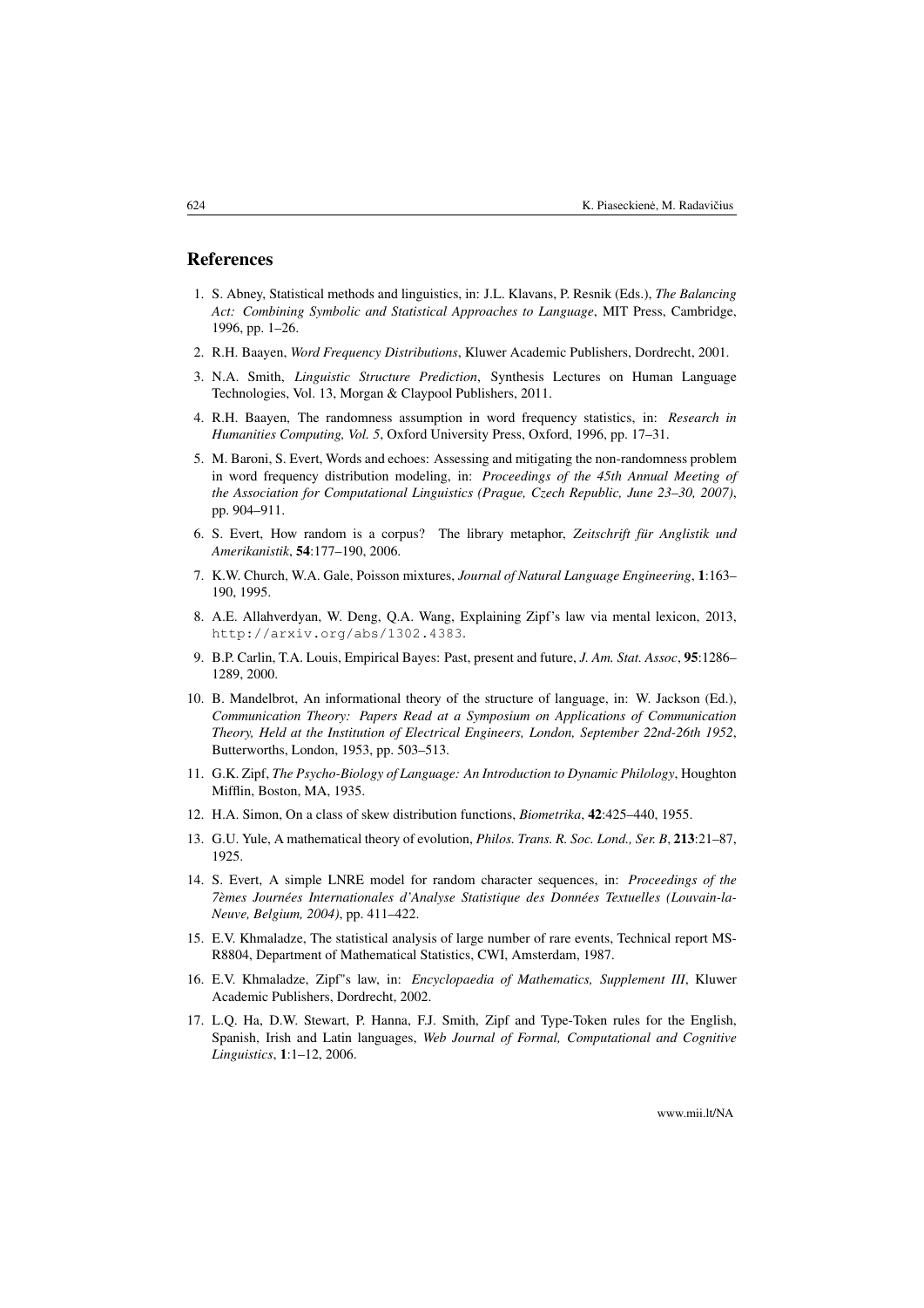## References

1. S. Abney, Statistical methods and linguistics, in: J.L. Klavans, P. Resnik (Eds.), *The Balancing Act: Combining Symbolic and Statistical Approaches to Language*, MIT Press, Cambridge, 1996, pp. 1–26.

2. R.H. Baayen, *Word Frequency Distributions*, Kluwer Academic Publishers, Dordrecht, 2001.

3. N.A. Smith, *Linguistic Structure Prediction*, Synthesis Lectures on Human Language Technologies, Vol. 13, Morgan & Claypool Publishers, 2011.

4. R.H. Baayen, The randomness assumption in word frequency statistics, in: *Research in Humanities Computing, Vol. 5*, Oxford University Press, Oxford, 1996, pp. 17–31.

5. M. Baroni, S. Evert, Words and echoes: Assessing and mitigating the non-randomness problem in word frequency distribution modeling, in: *Proceedings of the 45th Annual Meeting of the Association for Computational Linguistics (Prague, Czech Republic, June 23–30, 2007)*, pp. 904–911.

6. S. Evert, How random is a corpus? The library metaphor, *Zeitschrift für Anglistik und Amerikanistik*, **54**:177–190, 2006.

7. K.W. Church, W.A. Gale, Poisson mixtures, *Journal of Natural Language Engineering*, **1**:163–190, 1995.

8. A.E. Allahverdyan, W. Deng, Q.A. Wang, Explaining Zipf's law via mental lexicon, 2013, http://arxiv.org/abs/1302.4383.

9. B.P. Carlin, T.A. Louis, Empirical Bayes: Past, present and future, *J. Am. Stat. Assoc*, **95**:1286–1289, 2000.

10. B. Mandelbrot, An informational theory of the structure of language, in: W. Jackson (Ed.), *Communication Theory: Papers Read at a Symposium on Applications of Communication Theory, Held at the Institution of Electrical Engineers, London, September 22nd-26th 1952*, Butterworths, London, 1953, pp. 503–513.

11. G.K. Zipf, *The Psycho-Biology of Language: An Introduction to Dynamic Philology*, Houghton Mifflin, Boston, MA, 1935.

12. H.A. Simon, On a class of skew distribution functions, *Biometrika*, **42**:425–440, 1955.

13. G.U. Yule, A mathematical theory of evolution, *Philos. Trans. R. Soc. Lond., Ser. B*, **213**:21–87, 1925.

14. S. Evert, A simple LNRE model for random character sequences, in: *Proceedings of the 7èmes Journées Internationales d'Analyse Statistique des Données Textuelles (Louvain-la-Neuve, Belgium, 2004)*, pp. 411–422.

15. E.V. Khmaladze, The statistical analysis of large number of rare events, Technical report MS-R8804, Department of Mathematical Statistics, CWI, Amsterdam, 1987.

16. E.V. Khmaladze, Zipf''s law, in: *Encyclopaedia of Mathematics, Supplement III*, Kluwer Academic Publishers, Dordrecht, 2002.

17. L.Q. Ha, D.W. Stewart, P. Hanna, F.J. Smith, Zipf and Type-Token rules for the English, Spanish, Irish and Latin languages, *Web Journal of Formal, Computational and Cognitive Linguistics*, **1**:1–12, 2006.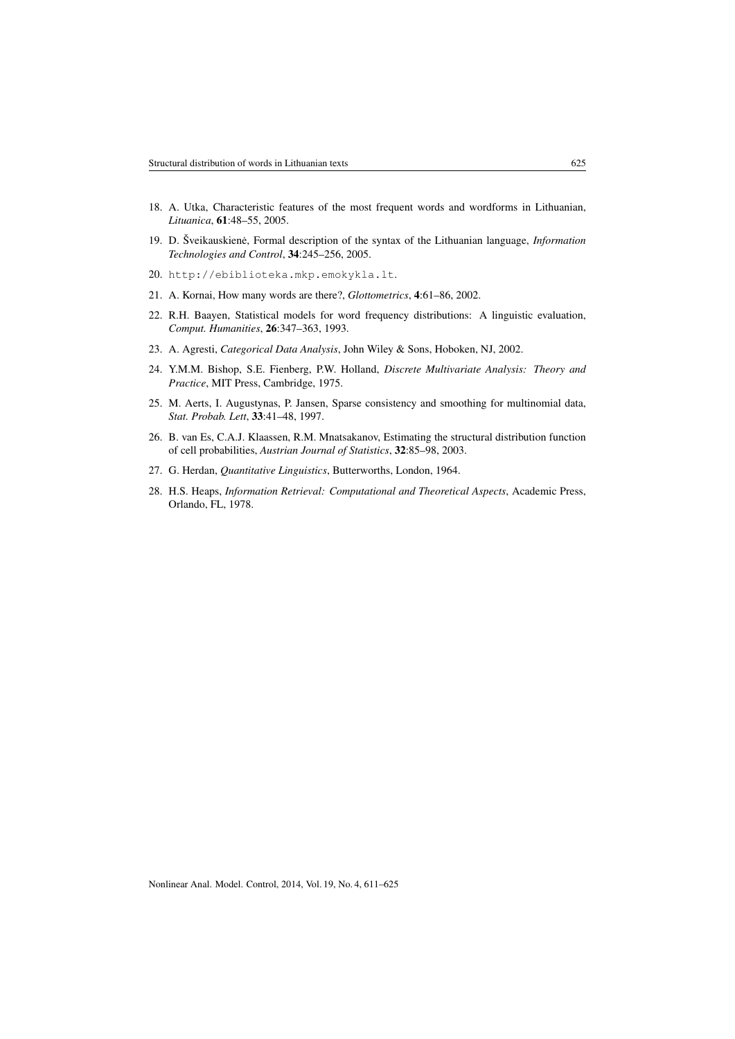18. A. Utka, Characteristic features of the most frequent words and wordforms in Lithuanian, *Lituanica*, **61**:48–55, 2005.

19. D. Šveikauskienė, Formal description of the syntax of the Lithuanian language, *Information Technologies and Control*, **34**:245–256, 2005.

20. `http://ebiblioteka.mkp.emokykla.lt`.

21. A. Kornai, How many words are there?, *Glottometrics*, **4**:61–86, 2002.

22. R.H. Baayen, Statistical models for word frequency distributions: A linguistic evaluation, *Comput. Humanities*, **26**:347–363, 1993.

23. A. Agresti, *Categorical Data Analysis*, John Wiley & Sons, Hoboken, NJ, 2002.

24. Y.M.M. Bishop, S.E. Fienberg, P.W. Holland, *Discrete Multivariate Analysis: Theory and Practice*, MIT Press, Cambridge, 1975.

25. M. Aerts, I. Augustynas, P. Jansen, Sparse consistency and smoothing for multinomial data, *Stat. Probab. Lett*, **33**:41–48, 1997.

26. B. van Es, C.A.J. Klaassen, R.M. Mnatsakanov, Estimating the structural distribution function of cell probabilities, *Austrian Journal of Statistics*, **32**:85–98, 2003.

27. G. Herdan, *Quantitative Linguistics*, Butterworths, London, 1964.

28. H.S. Heaps, *Information Retrieval: Computational and Theoretical Aspects*, Academic Press, Orlando, FL, 1978.